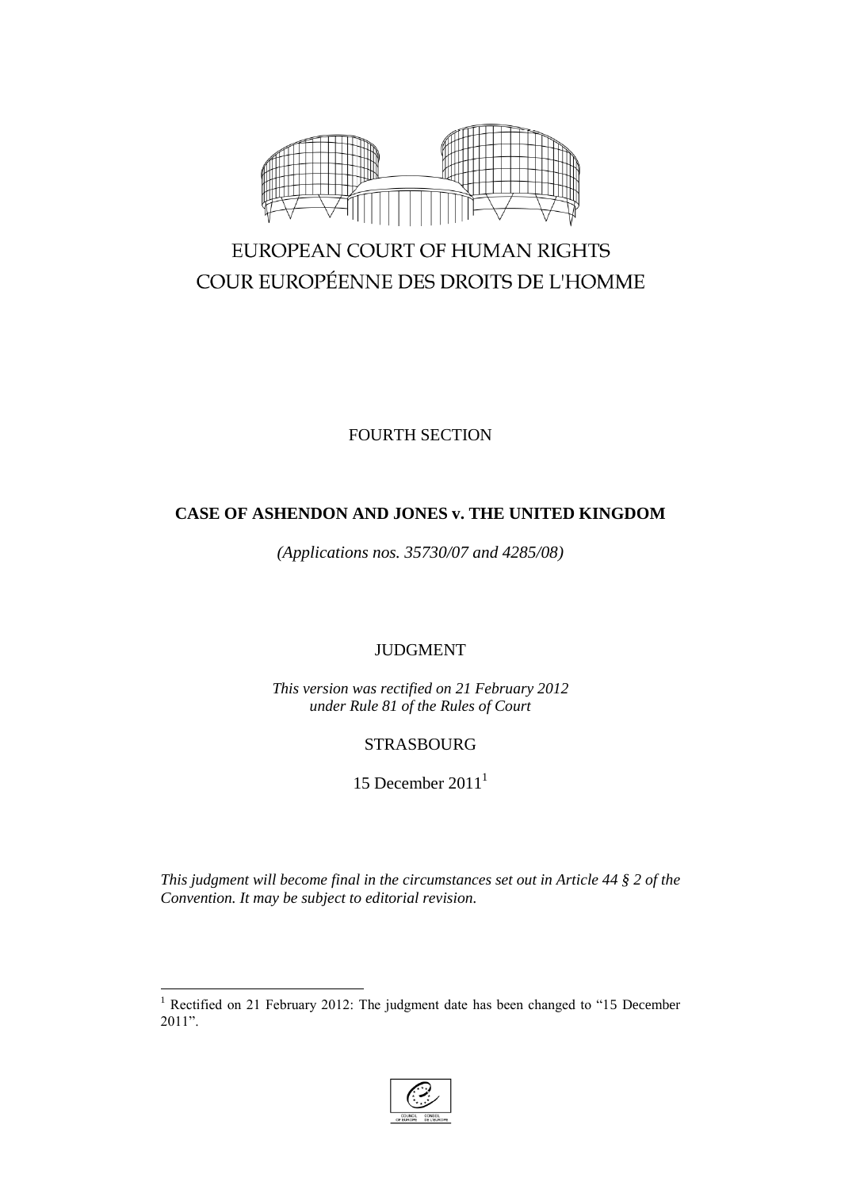EUROPEAN COURT OF HUMAN RIGHTS

COUR EUROPÉENNE DES DROITS DE L'HOMME

FOURTH SECTION

**CASE OF ASHENDON AND JONES v. THE UNITED KINGDOM**

*(Applications nos. 35730/07 and 4285/08)*

JUDGMENT

*This version was rectified on 21 February 2012 under Rule 81 of the Rules of Court*

STRASBOURG

15 December 2011[1]

*This judgment will become final in the circumstances set out in Article 44 § 2 of the Convention. It may be subject to editorial revision.*

[1] Rectified on 21 February 2012: The judgment date has been changed to "15 December 2011".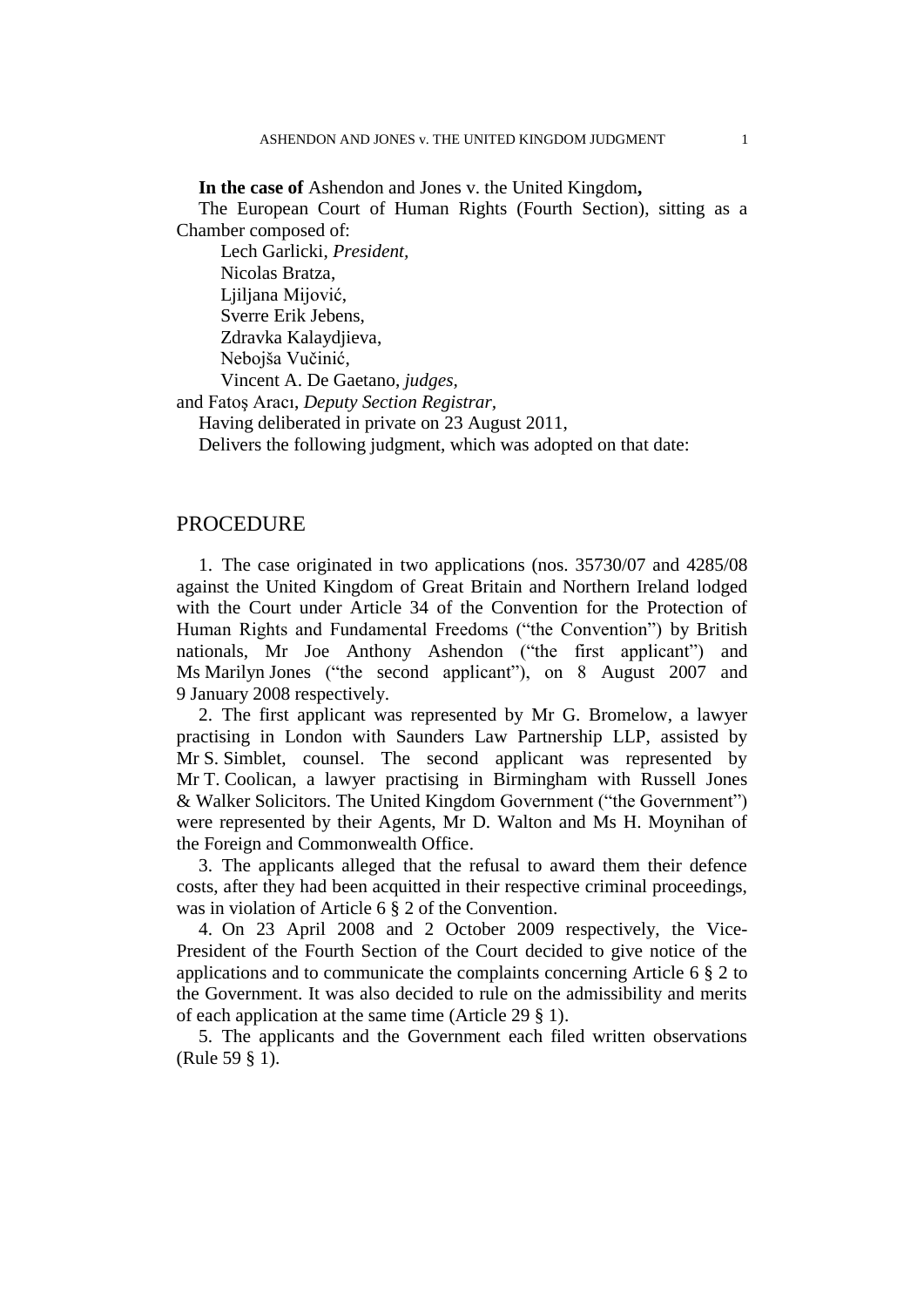**In the case of** Ashendon and Jones v. the United Kingdom**,**

The European Court of Human Rights (Fourth Section), sitting as a Chamber composed of:

Lech Garlicki, *President,*
Nicolas Bratza,
Ljiljana Mijović,
Sverre Erik Jebens,
Zdravka Kalaydjieva,
Nebojša Vučinić,
Vincent A. De Gaetano, *judges,*
and Fatoş Aracı, *Deputy Section Registrar,*

Having deliberated in private on 23 August 2011,

Delivers the following judgment, which was adopted on that date:

# PROCEDURE

1. The case originated in two applications (nos. 35730/07 and 4285/08 against the United Kingdom of Great Britain and Northern Ireland lodged with the Court under Article 34 of the Convention for the Protection of Human Rights and Fundamental Freedoms ("the Convention") by British nationals, Mr Joe Anthony Ashendon ("the first applicant") and Ms Marilyn Jones ("the second applicant"), on 8 August 2007 and 9 January 2008 respectively.

2. The first applicant was represented by Mr G. Bromelow, a lawyer practising in London with Saunders Law Partnership LLP, assisted by Mr S. Simblet, counsel. The second applicant was represented by Mr T. Coolican, a lawyer practising in Birmingham with Russell Jones & Walker Solicitors. The United Kingdom Government ("the Government") were represented by their Agents, Mr D. Walton and Ms H. Moynihan of the Foreign and Commonwealth Office.

3. The applicants alleged that the refusal to award them their defence costs, after they had been acquitted in their respective criminal proceedings, was in violation of Article 6 § 2 of the Convention.

4. On 23 April 2008 and 2 October 2009 respectively, the Vice-President of the Fourth Section of the Court decided to give notice of the applications and to communicate the complaints concerning Article 6 § 2 to the Government. It was also decided to rule on the admissibility and merits of each application at the same time (Article 29 § 1).

5. The applicants and the Government each filed written observations (Rule 59 § 1).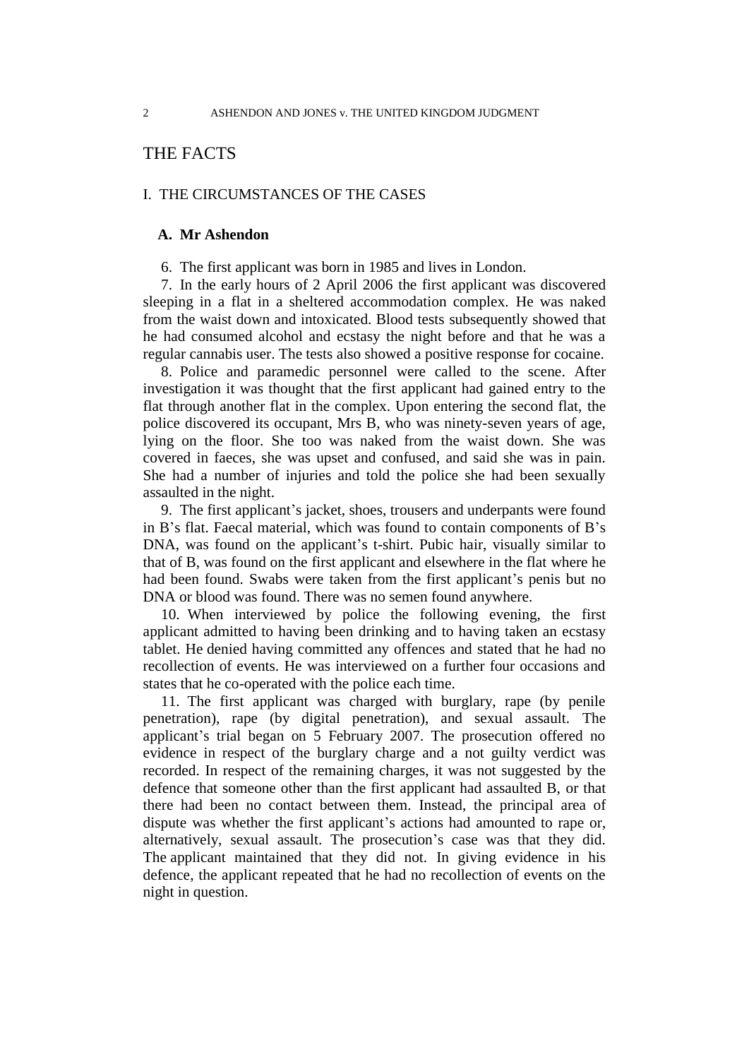# THE FACTS

## I. THE CIRCUMSTANCES OF THE CASES

### A. Mr Ashendon

6. The first applicant was born in 1985 and lives in London.

7. In the early hours of 2 April 2006 the first applicant was discovered sleeping in a flat in a sheltered accommodation complex. He was naked from the waist down and intoxicated. Blood tests subsequently showed that he had consumed alcohol and ecstasy the night before and that he was a regular cannabis user. The tests also showed a positive response for cocaine.

8. Police and paramedic personnel were called to the scene. After investigation it was thought that the first applicant had gained entry to the flat through another flat in the complex. Upon entering the second flat, the police discovered its occupant, Mrs B, who was ninety-seven years of age, lying on the floor. She too was naked from the waist down. She was covered in faeces, she was upset and confused, and said she was in pain. She had a number of injuries and told the police she had been sexually assaulted in the night.

9. The first applicant's jacket, shoes, trousers and underpants were found in B's flat. Faecal material, which was found to contain components of B's DNA, was found on the applicant's t-shirt. Pubic hair, visually similar to that of B, was found on the first applicant and elsewhere in the flat where he had been found. Swabs were taken from the first applicant's penis but no DNA or blood was found. There was no semen found anywhere.

10. When interviewed by police the following evening, the first applicant admitted to having been drinking and to having taken an ecstasy tablet. He denied having committed any offences and stated that he had no recollection of events. He was interviewed on a further four occasions and states that he co-operated with the police each time.

11. The first applicant was charged with burglary, rape (by penile penetration), rape (by digital penetration), and sexual assault. The applicant's trial began on 5 February 2007. The prosecution offered no evidence in respect of the burglary charge and a not guilty verdict was recorded. In respect of the remaining charges, it was not suggested by the defence that someone other than the first applicant had assaulted B, or that there had been no contact between them. Instead, the principal area of dispute was whether the first applicant's actions had amounted to rape or, alternatively, sexual assault. The prosecution's case was that they did. The applicant maintained that they did not. In giving evidence in his defence, the applicant repeated that he had no recollection of events on the night in question.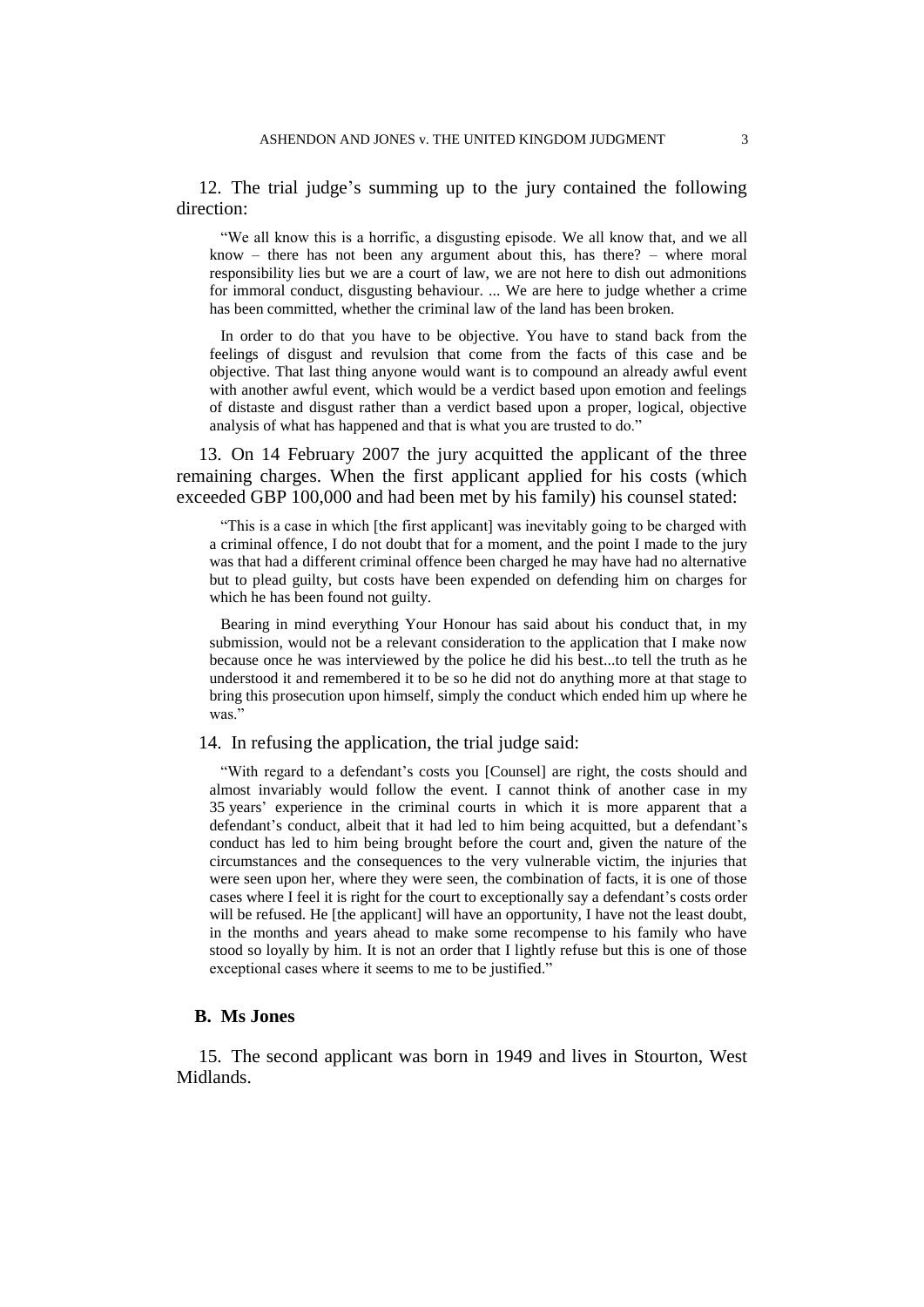12. The trial judge's summing up to the jury contained the following direction:

> "We all know this is a horrific, a disgusting episode. We all know that, and we all know – there has not been any argument about this, has there? – where moral responsibility lies but we are a court of law, we are not here to dish out admonitions for immoral conduct, disgusting behaviour. ... We are here to judge whether a crime has been committed, whether the criminal law of the land has been broken.
>
> In order to do that you have to be objective. You have to stand back from the feelings of disgust and revulsion that come from the facts of this case and be objective. That last thing anyone would want is to compound an already awful event with another awful event, which would be a verdict based upon emotion and feelings of distaste and disgust rather than a verdict based upon a proper, logical, objective analysis of what has happened and that is what you are trusted to do."

13. On 14 February 2007 the jury acquitted the applicant of the three remaining charges. When the first applicant applied for his costs (which exceeded GBP 100,000 and had been met by his family) his counsel stated:

> "This is a case in which [the first applicant] was inevitably going to be charged with a criminal offence, I do not doubt that for a moment, and the point I made to the jury was that had a different criminal offence been charged he may have had no alternative but to plead guilty, but costs have been expended on defending him on charges for which he has been found not guilty.
>
> Bearing in mind everything Your Honour has said about his conduct that, in my submission, would not be a relevant consideration to the application that I make now because once he was interviewed by the police he did his best...to tell the truth as he understood it and remembered it to be so he did not do anything more at that stage to bring this prosecution upon himself, simply the conduct which ended him up where he was."

14. In refusing the application, the trial judge said:

> "With regard to a defendant's costs you [Counsel] are right, the costs should and almost invariably would follow the event. I cannot think of another case in my 35 years' experience in the criminal courts in which it is more apparent that a defendant's conduct, albeit that it had led to him being acquitted, but a defendant's conduct has led to him being brought before the court and, given the nature of the circumstances and the consequences to the very vulnerable victim, the injuries that were seen upon her, where they were seen, the combination of facts, it is one of those cases where I feel it is right for the court to exceptionally say a defendant's costs order will be refused. He [the applicant] will have an opportunity, I have not the least doubt, in the months and years ahead to make some recompense to his family who have stood so loyally by him. It is not an order that I lightly refuse but this is one of those exceptional cases where it seems to me to be justified."

### B. Ms Jones

15. The second applicant was born in 1949 and lives in Stourton, West Midlands.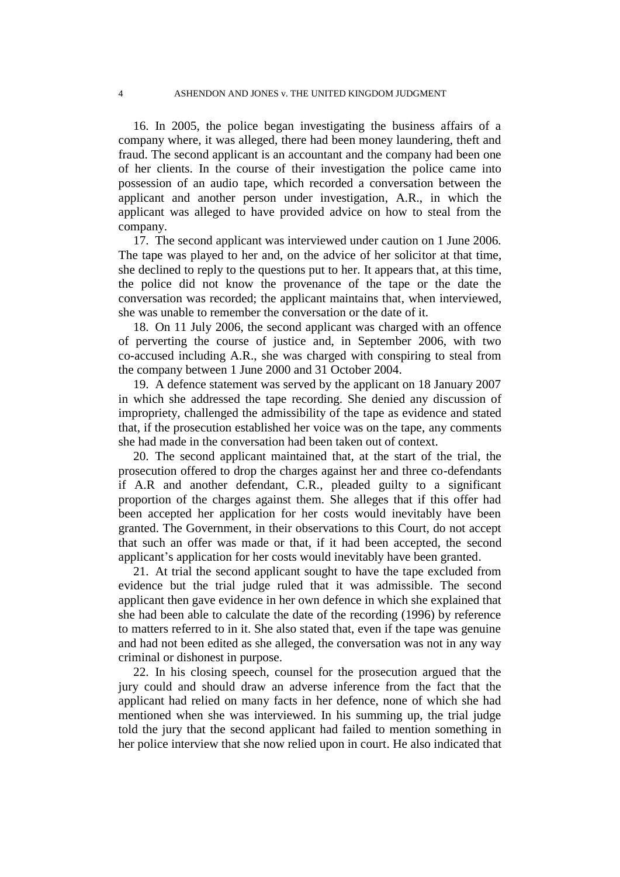16. In 2005, the police began investigating the business affairs of a company where, it was alleged, there had been money laundering, theft and fraud. The second applicant is an accountant and the company had been one of her clients. In the course of their investigation the police came into possession of an audio tape, which recorded a conversation between the applicant and another person under investigation, A.R., in which the applicant was alleged to have provided advice on how to steal from the company.

17. The second applicant was interviewed under caution on 1 June 2006. The tape was played to her and, on the advice of her solicitor at that time, she declined to reply to the questions put to her. It appears that, at this time, the police did not know the provenance of the tape or the date the conversation was recorded; the applicant maintains that, when interviewed, she was unable to remember the conversation or the date of it.

18. On 11 July 2006, the second applicant was charged with an offence of perverting the course of justice and, in September 2006, with two co-accused including A.R., she was charged with conspiring to steal from the company between 1 June 2000 and 31 October 2004.

19. A defence statement was served by the applicant on 18 January 2007 in which she addressed the tape recording. She denied any discussion of impropriety, challenged the admissibility of the tape as evidence and stated that, if the prosecution established her voice was on the tape, any comments she had made in the conversation had been taken out of context.

20. The second applicant maintained that, at the start of the trial, the prosecution offered to drop the charges against her and three co-defendants if A.R and another defendant, C.R., pleaded guilty to a significant proportion of the charges against them. She alleges that if this offer had been accepted her application for her costs would inevitably have been granted. The Government, in their observations to this Court, do not accept that such an offer was made or that, if it had been accepted, the second applicant's application for her costs would inevitably have been granted.

21. At trial the second applicant sought to have the tape excluded from evidence but the trial judge ruled that it was admissible. The second applicant then gave evidence in her own defence in which she explained that she had been able to calculate the date of the recording (1996) by reference to matters referred to in it. She also stated that, even if the tape was genuine and had not been edited as she alleged, the conversation was not in any way criminal or dishonest in purpose.

22. In his closing speech, counsel for the prosecution argued that the jury could and should draw an adverse inference from the fact that the applicant had relied on many facts in her defence, none of which she had mentioned when she was interviewed. In his summing up, the trial judge told the jury that the second applicant had failed to mention something in her police interview that she now relied upon in court. He also indicated that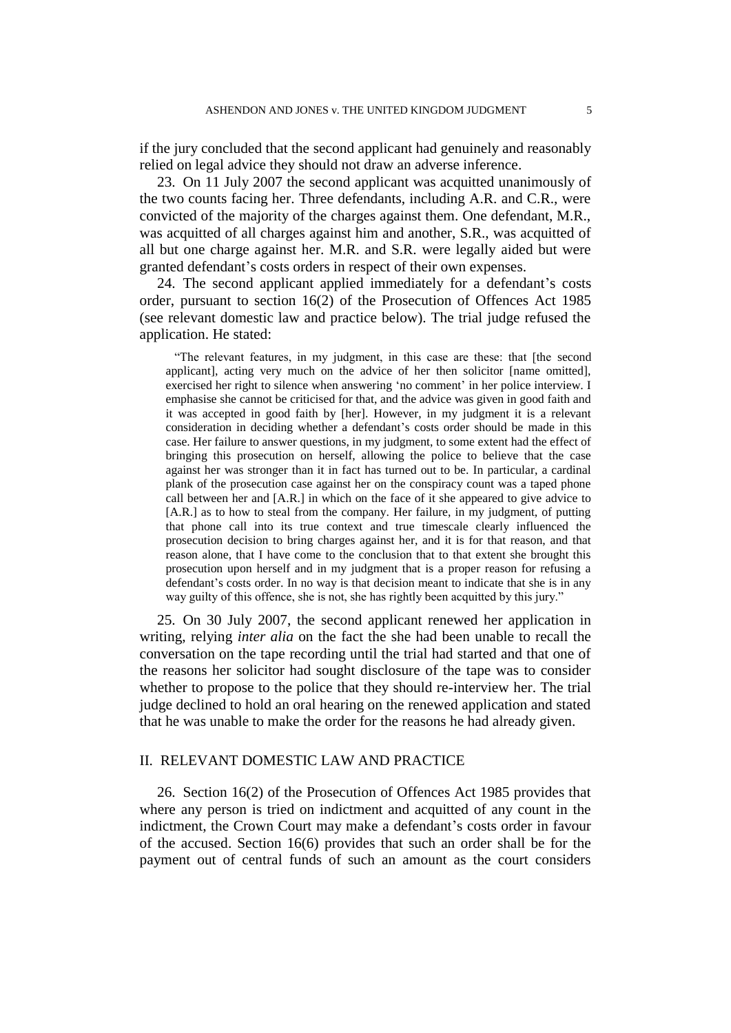if the jury concluded that the second applicant had genuinely and reasonably relied on legal advice they should not draw an adverse inference.

23. On 11 July 2007 the second applicant was acquitted unanimously of the two counts facing her. Three defendants, including A.R. and C.R., were convicted of the majority of the charges against them. One defendant, M.R., was acquitted of all charges against him and another, S.R., was acquitted of all but one charge against her. M.R. and S.R. were legally aided but were granted defendant's costs orders in respect of their own expenses.

24. The second applicant applied immediately for a defendant's costs order, pursuant to section 16(2) of the Prosecution of Offences Act 1985 (see relevant domestic law and practice below). The trial judge refused the application. He stated:

> "The relevant features, in my judgment, in this case are these: that [the second applicant], acting very much on the advice of her then solicitor [name omitted], exercised her right to silence when answering 'no comment' in her police interview. I emphasise she cannot be criticised for that, and the advice was given in good faith and it was accepted in good faith by [her]. However, in my judgment it is a relevant consideration in deciding whether a defendant's costs order should be made in this case. Her failure to answer questions, in my judgment, to some extent had the effect of bringing this prosecution on herself, allowing the police to believe that the case against her was stronger than it in fact has turned out to be. In particular, a cardinal plank of the prosecution case against her on the conspiracy count was a taped phone call between her and [A.R.] in which on the face of it she appeared to give advice to [A.R.] as to how to steal from the company. Her failure, in my judgment, of putting that phone call into its true context and true timescale clearly influenced the prosecution decision to bring charges against her, and it is for that reason, and that reason alone, that I have come to the conclusion that to that extent she brought this prosecution upon herself and in my judgment that is a proper reason for refusing a defendant's costs order. In no way is that decision meant to indicate that she is in any way guilty of this offence, she is not, she has rightly been acquitted by this jury."

25. On 30 July 2007, the second applicant renewed her application in writing, relying *inter alia* on the fact the she had been unable to recall the conversation on the tape recording until the trial had started and that one of the reasons her solicitor had sought disclosure of the tape was to consider whether to propose to the police that they should re-interview her. The trial judge declined to hold an oral hearing on the renewed application and stated that he was unable to make the order for the reasons he had already given.

## II. RELEVANT DOMESTIC LAW AND PRACTICE

26. Section 16(2) of the Prosecution of Offences Act 1985 provides that where any person is tried on indictment and acquitted of any count in the indictment, the Crown Court may make a defendant's costs order in favour of the accused. Section 16(6) provides that such an order shall be for the payment out of central funds of such an amount as the court considers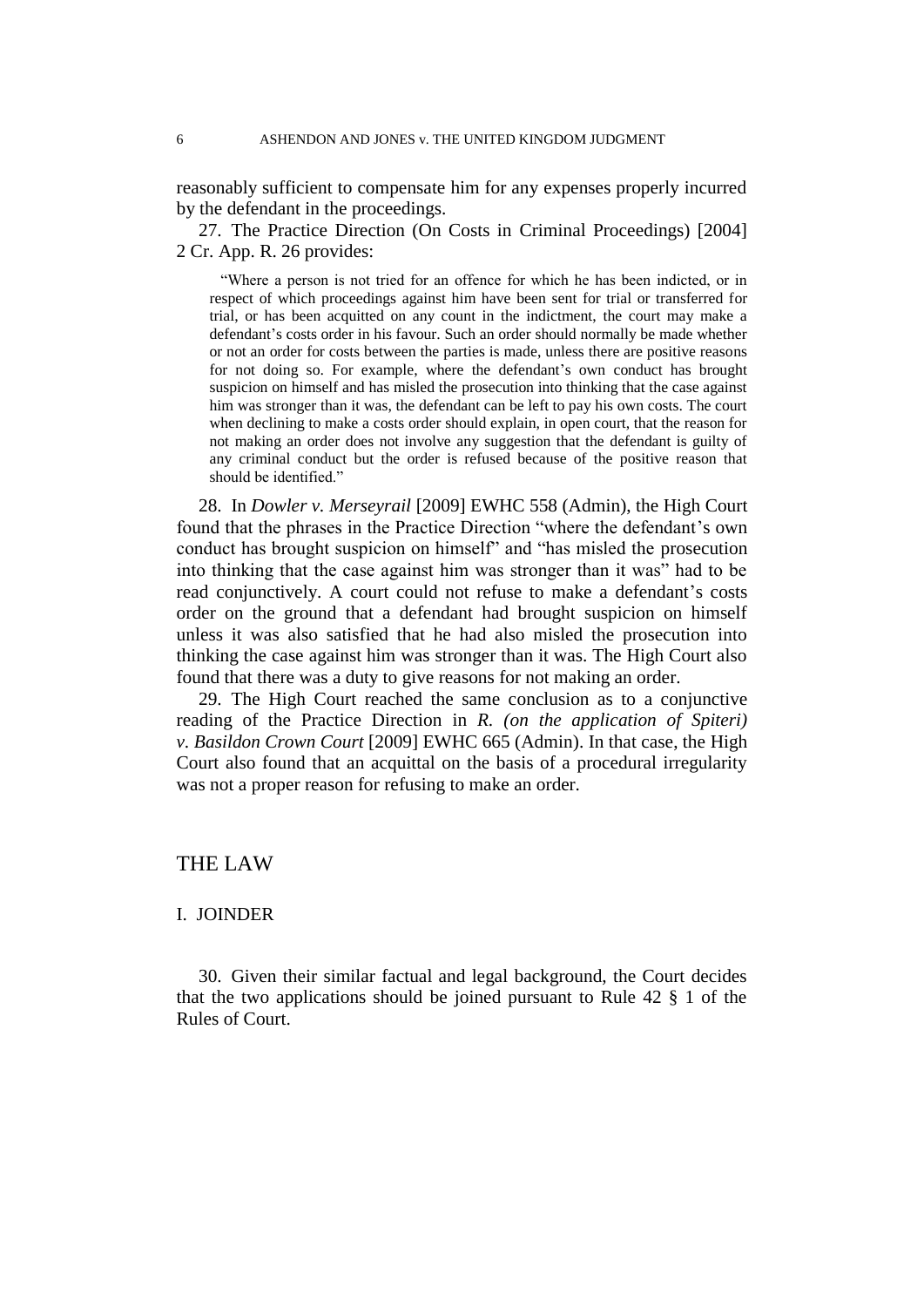reasonably sufficient to compensate him for any expenses properly incurred by the defendant in the proceedings.

27. The Practice Direction (On Costs in Criminal Proceedings) [2004] 2 Cr. App. R. 26 provides:

> "Where a person is not tried for an offence for which he has been indicted, or in respect of which proceedings against him have been sent for trial or transferred for trial, or has been acquitted on any count in the indictment, the court may make a defendant's costs order in his favour. Such an order should normally be made whether or not an order for costs between the parties is made, unless there are positive reasons for not doing so. For example, where the defendant's own conduct has brought suspicion on himself and has misled the prosecution into thinking that the case against him was stronger than it was, the defendant can be left to pay his own costs. The court when declining to make a costs order should explain, in open court, that the reason for not making an order does not involve any suggestion that the defendant is guilty of any criminal conduct but the order is refused because of the positive reason that should be identified."

28. In *Dowler v. Merseyrail* [2009] EWHC 558 (Admin), the High Court found that the phrases in the Practice Direction "where the defendant's own conduct has brought suspicion on himself" and "has misled the prosecution into thinking that the case against him was stronger than it was" had to be read conjunctively. A court could not refuse to make a defendant's costs order on the ground that a defendant had brought suspicion on himself unless it was also satisfied that he had also misled the prosecution into thinking the case against him was stronger than it was. The High Court also found that there was a duty to give reasons for not making an order.

29. The High Court reached the same conclusion as to a conjunctive reading of the Practice Direction in *R. (on the application of Spiteri) v. Basildon Crown Court* [2009] EWHC 665 (Admin). In that case, the High Court also found that an acquittal on the basis of a procedural irregularity was not a proper reason for refusing to make an order.

## THE LAW

### I. JOINDER

30. Given their similar factual and legal background, the Court decides that the two applications should be joined pursuant to Rule 42 § 1 of the Rules of Court.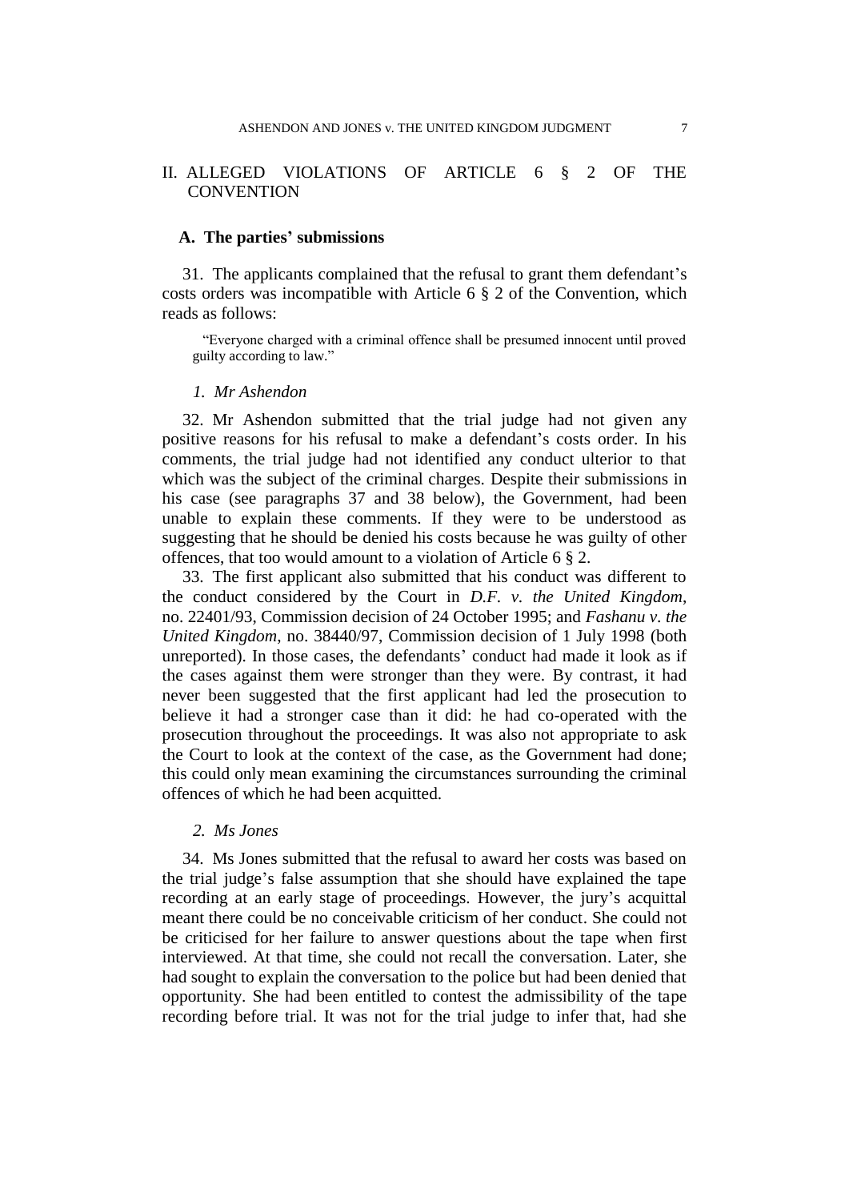## II. ALLEGED VIOLATIONS OF ARTICLE 6 § 2 OF THE CONVENTION

### A. The parties' submissions

31. The applicants complained that the refusal to grant them defendant's costs orders was incompatible with Article 6 § 2 of the Convention, which reads as follows:

> "Everyone charged with a criminal offence shall be presumed innocent until proved guilty according to law."

#### *1. Mr Ashendon*

32. Mr Ashendon submitted that the trial judge had not given any positive reasons for his refusal to make a defendant's costs order. In his comments, the trial judge had not identified any conduct ulterior to that which was the subject of the criminal charges. Despite their submissions in his case (see paragraphs 37 and 38 below), the Government, had been unable to explain these comments. If they were to be understood as suggesting that he should be denied his costs because he was guilty of other offences, that too would amount to a violation of Article 6 § 2.

33. The first applicant also submitted that his conduct was different to the conduct considered by the Court in *D.F. v. the United Kingdom*, no. 22401/93, Commission decision of 24 October 1995; and *Fashanu v. the United Kingdom*, no. 38440/97, Commission decision of 1 July 1998 (both unreported). In those cases, the defendants' conduct had made it look as if the cases against them were stronger than they were. By contrast, it had never been suggested that the first applicant had led the prosecution to believe it had a stronger case than it did: he had co-operated with the prosecution throughout the proceedings. It was also not appropriate to ask the Court to look at the context of the case, as the Government had done; this could only mean examining the circumstances surrounding the criminal offences of which he had been acquitted.

#### *2. Ms Jones*

34. Ms Jones submitted that the refusal to award her costs was based on the trial judge's false assumption that she should have explained the tape recording at an early stage of proceedings. However, the jury's acquittal meant there could be no conceivable criticism of her conduct. She could not be criticised for her failure to answer questions about the tape when first interviewed. At that time, she could not recall the conversation. Later, she had sought to explain the conversation to the police but had been denied that opportunity. She had been entitled to contest the admissibility of the tape recording before trial. It was not for the trial judge to infer that, had she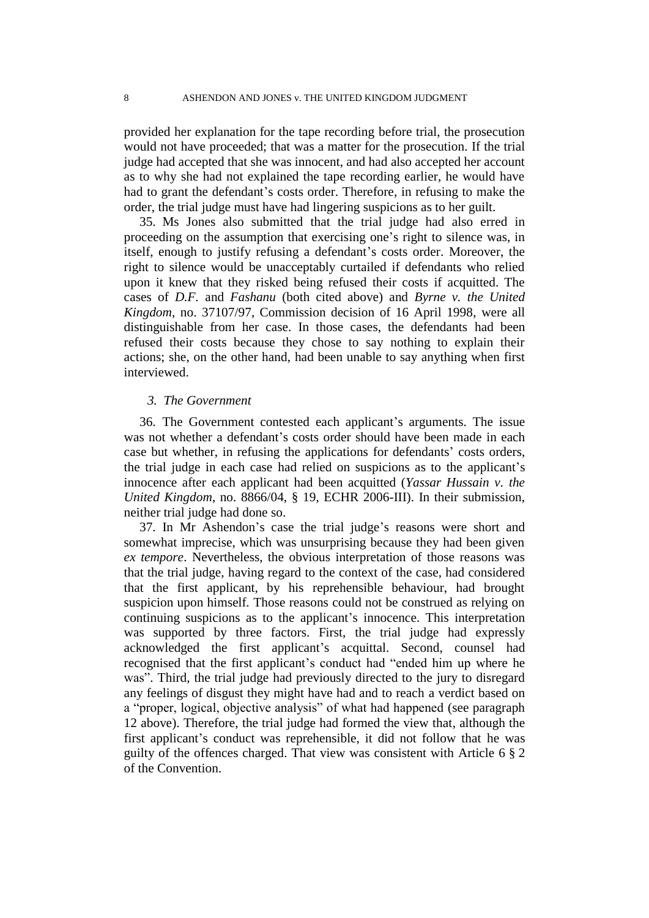provided her explanation for the tape recording before trial, the prosecution would not have proceeded; that was a matter for the prosecution. If the trial judge had accepted that she was innocent, and had also accepted her account as to why she had not explained the tape recording earlier, he would have had to grant the defendant's costs order. Therefore, in refusing to make the order, the trial judge must have had lingering suspicions as to her guilt.

35. Ms Jones also submitted that the trial judge had also erred in proceeding on the assumption that exercising one's right to silence was, in itself, enough to justify refusing a defendant's costs order. Moreover, the right to silence would be unacceptably curtailed if defendants who relied upon it knew that they risked being refused their costs if acquitted. The cases of *D.F.* and *Fashanu* (both cited above) and *Byrne v. the United Kingdom*, no. 37107/97, Commission decision of 16 April 1998, were all distinguishable from her case. In those cases, the defendants had been refused their costs because they chose to say nothing to explain their actions; she, on the other hand, had been unable to say anything when first interviewed.

### *3. The Government*

36. The Government contested each applicant's arguments. The issue was not whether a defendant's costs order should have been made in each case but whether, in refusing the applications for defendants' costs orders, the trial judge in each case had relied on suspicions as to the applicant's innocence after each applicant had been acquitted (*Yassar Hussain v. the United Kingdom*, no. 8866/04, § 19, ECHR 2006-III). In their submission, neither trial judge had done so.

37. In Mr Ashendon's case the trial judge's reasons were short and somewhat imprecise, which was unsurprising because they had been given *ex tempore*. Nevertheless, the obvious interpretation of those reasons was that the trial judge, having regard to the context of the case, had considered that the first applicant, by his reprehensible behaviour, had brought suspicion upon himself. Those reasons could not be construed as relying on continuing suspicions as to the applicant's innocence. This interpretation was supported by three factors. First, the trial judge had expressly acknowledged the first applicant's acquittal. Second, counsel had recognised that the first applicant's conduct had "ended him up where he was". Third, the trial judge had previously directed to the jury to disregard any feelings of disgust they might have had and to reach a verdict based on a "proper, logical, objective analysis" of what had happened (see paragraph 12 above). Therefore, the trial judge had formed the view that, although the first applicant's conduct was reprehensible, it did not follow that he was guilty of the offences charged. That view was consistent with Article 6 § 2 of the Convention.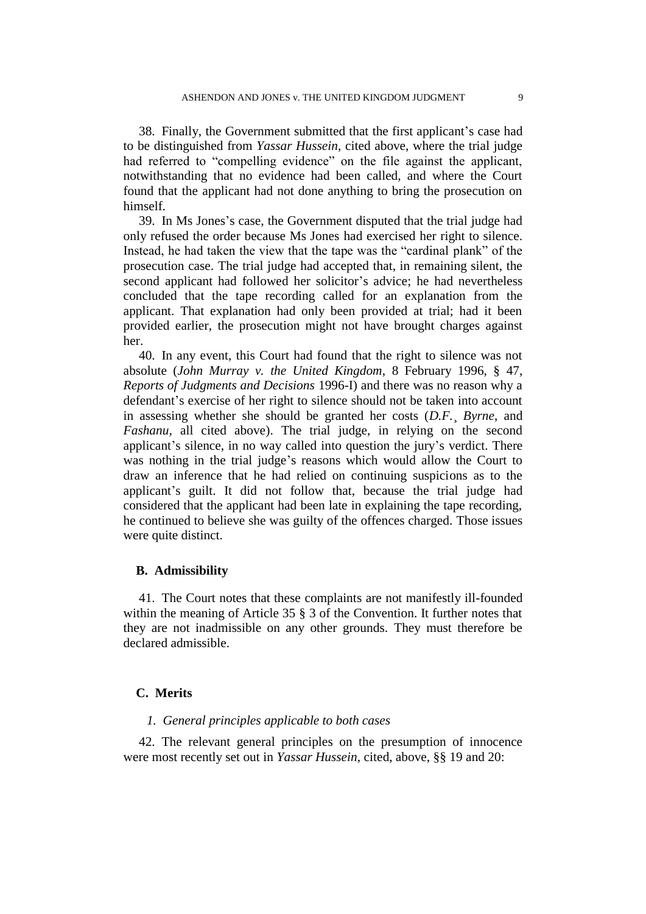38. Finally, the Government submitted that the first applicant's case had to be distinguished from *Yassar Hussein*, cited above, where the trial judge had referred to "compelling evidence" on the file against the applicant, notwithstanding that no evidence had been called, and where the Court found that the applicant had not done anything to bring the prosecution on himself.

39. In Ms Jones's case, the Government disputed that the trial judge had only refused the order because Ms Jones had exercised her right to silence. Instead, he had taken the view that the tape was the "cardinal plank" of the prosecution case. The trial judge had accepted that, in remaining silent, the second applicant had followed her solicitor's advice; he had nevertheless concluded that the tape recording called for an explanation from the applicant. That explanation had only been provided at trial; had it been provided earlier, the prosecution might not have brought charges against her.

40. In any event, this Court had found that the right to silence was not absolute (*John Murray v. the United Kingdom*, 8 February 1996, § 47, *Reports of Judgments and Decisions* 1996-I) and there was no reason why a defendant's exercise of her right to silence should not be taken into account in assessing whether she should be granted her costs (*D.F.*¸ *Byrne*, and *Fashanu*, all cited above). The trial judge, in relying on the second applicant's silence, in no way called into question the jury's verdict. There was nothing in the trial judge's reasons which would allow the Court to draw an inference that he had relied on continuing suspicions as to the applicant's guilt. It did not follow that, because the trial judge had considered that the applicant had been late in explaining the tape recording, he continued to believe she was guilty of the offences charged. Those issues were quite distinct.

## B. Admissibility

41. The Court notes that these complaints are not manifestly ill-founded within the meaning of Article 35 § 3 of the Convention. It further notes that they are not inadmissible on any other grounds. They must therefore be declared admissible.

## C. Merits

### *1. General principles applicable to both cases*

42. The relevant general principles on the presumption of innocence were most recently set out in *Yassar Hussein*, cited, above, §§ 19 and 20: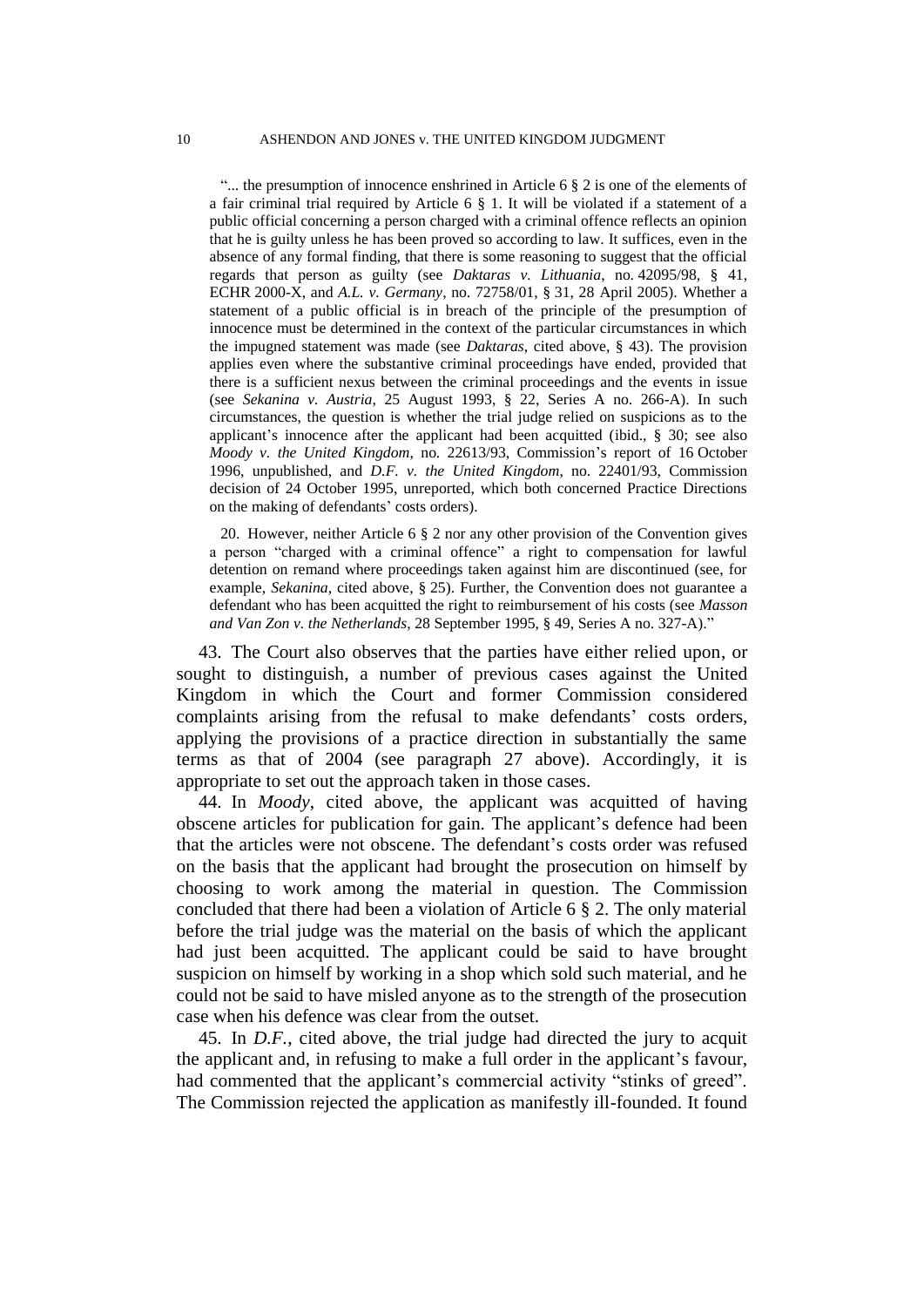"... the presumption of innocence enshrined in Article 6 § 2 is one of the elements of a fair criminal trial required by Article 6 § 1. It will be violated if a statement of a public official concerning a person charged with a criminal offence reflects an opinion that he is guilty unless he has been proved so according to law. It suffices, even in the absence of any formal finding, that there is some reasoning to suggest that the official regards that person as guilty (see *Daktaras v. Lithuania*, no. 42095/98, § 41, ECHR 2000-X, and *A.L. v. Germany*, no. 72758/01, § 31, 28 April 2005). Whether a statement of a public official is in breach of the principle of the presumption of innocence must be determined in the context of the particular circumstances in which the impugned statement was made (see *Daktaras*, cited above, § 43). The provision applies even where the substantive criminal proceedings have ended, provided that there is a sufficient nexus between the criminal proceedings and the events in issue (see *Sekanina v. Austria*, 25 August 1993, § 22, Series A no. 266-A). In such circumstances, the question is whether the trial judge relied on suspicions as to the applicant's innocence after the applicant had been acquitted (ibid., § 30; see also *Moody v. the United Kingdom*, no. 22613/93, Commission's report of 16 October 1996, unpublished, and *D.F. v. the United Kingdom*, no. 22401/93, Commission decision of 24 October 1995, unreported, which both concerned Practice Directions on the making of defendants' costs orders).

20. However, neither Article 6 § 2 nor any other provision of the Convention gives a person "charged with a criminal offence" a right to compensation for lawful detention on remand where proceedings taken against him are discontinued (see, for example, *Sekanina*, cited above, § 25). Further, the Convention does not guarantee a defendant who has been acquitted the right to reimbursement of his costs (see *Masson and Van Zon v. the Netherlands*, 28 September 1995, § 49, Series A no. 327-A)."

43. The Court also observes that the parties have either relied upon, or sought to distinguish, a number of previous cases against the United Kingdom in which the Court and former Commission considered complaints arising from the refusal to make defendants' costs orders, applying the provisions of a practice direction in substantially the same terms as that of 2004 (see paragraph 27 above). Accordingly, it is appropriate to set out the approach taken in those cases.

44. In *Moody*, cited above, the applicant was acquitted of having obscene articles for publication for gain. The applicant's defence had been that the articles were not obscene. The defendant's costs order was refused on the basis that the applicant had brought the prosecution on himself by choosing to work among the material in question. The Commission concluded that there had been a violation of Article 6 § 2. The only material before the trial judge was the material on the basis of which the applicant had just been acquitted. The applicant could be said to have brought suspicion on himself by working in a shop which sold such material, and he could not be said to have misled anyone as to the strength of the prosecution case when his defence was clear from the outset.

45. In *D.F.*, cited above, the trial judge had directed the jury to acquit the applicant and, in refusing to make a full order in the applicant's favour, had commented that the applicant's commercial activity "stinks of greed". The Commission rejected the application as manifestly ill-founded. It found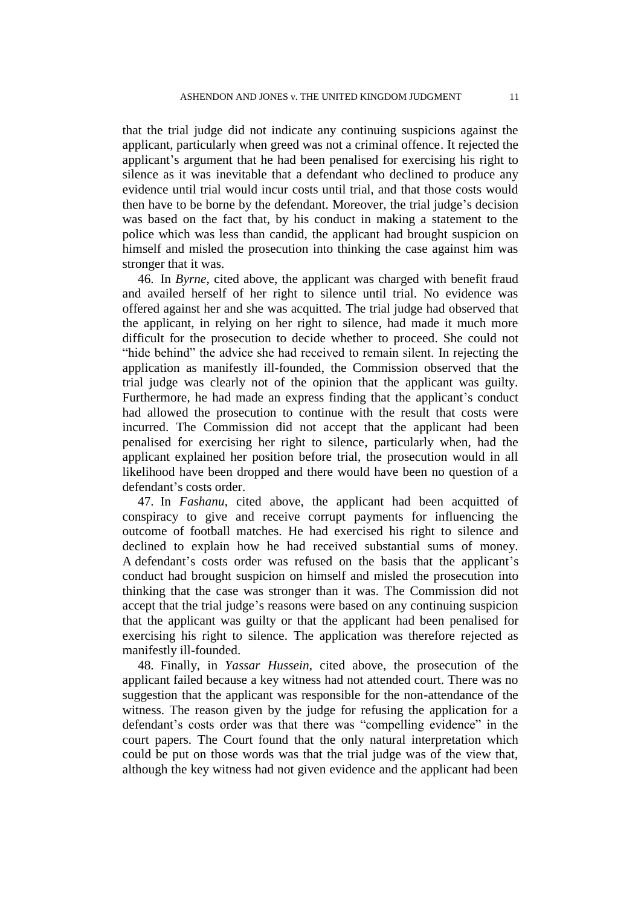that the trial judge did not indicate any continuing suspicions against the applicant, particularly when greed was not a criminal offence. It rejected the applicant's argument that he had been penalised for exercising his right to silence as it was inevitable that a defendant who declined to produce any evidence until trial would incur costs until trial, and that those costs would then have to be borne by the defendant. Moreover, the trial judge's decision was based on the fact that, by his conduct in making a statement to the police which was less than candid, the applicant had brought suspicion on himself and misled the prosecution into thinking the case against him was stronger that it was.

46. In *Byrne*, cited above, the applicant was charged with benefit fraud and availed herself of her right to silence until trial. No evidence was offered against her and she was acquitted. The trial judge had observed that the applicant, in relying on her right to silence, had made it much more difficult for the prosecution to decide whether to proceed. She could not "hide behind" the advice she had received to remain silent. In rejecting the application as manifestly ill-founded, the Commission observed that the trial judge was clearly not of the opinion that the applicant was guilty. Furthermore, he had made an express finding that the applicant's conduct had allowed the prosecution to continue with the result that costs were incurred. The Commission did not accept that the applicant had been penalised for exercising her right to silence, particularly when, had the applicant explained her position before trial, the prosecution would in all likelihood have been dropped and there would have been no question of a defendant's costs order.

47. In *Fashanu*, cited above, the applicant had been acquitted of conspiracy to give and receive corrupt payments for influencing the outcome of football matches. He had exercised his right to silence and declined to explain how he had received substantial sums of money. A defendant's costs order was refused on the basis that the applicant's conduct had brought suspicion on himself and misled the prosecution into thinking that the case was stronger than it was. The Commission did not accept that the trial judge's reasons were based on any continuing suspicion that the applicant was guilty or that the applicant had been penalised for exercising his right to silence. The application was therefore rejected as manifestly ill-founded.

48. Finally, in *Yassar Hussein*, cited above, the prosecution of the applicant failed because a key witness had not attended court. There was no suggestion that the applicant was responsible for the non-attendance of the witness. The reason given by the judge for refusing the application for a defendant's costs order was that there was "compelling evidence" in the court papers. The Court found that the only natural interpretation which could be put on those words was that the trial judge was of the view that, although the key witness had not given evidence and the applicant had been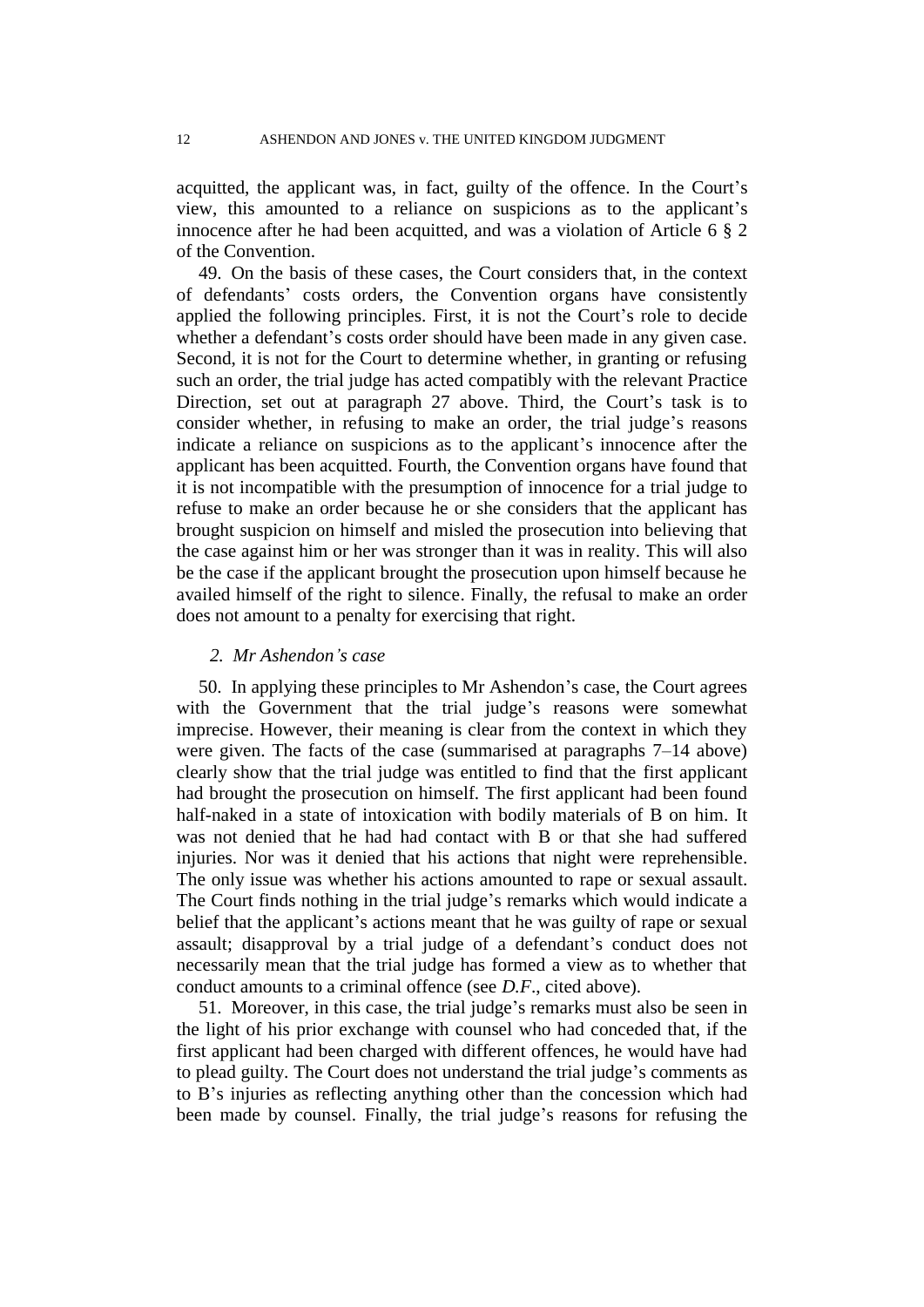acquitted, the applicant was, in fact, guilty of the offence. In the Court's view, this amounted to a reliance on suspicions as to the applicant's innocence after he had been acquitted, and was a violation of Article 6 § 2 of the Convention.

49. On the basis of these cases, the Court considers that, in the context of defendants' costs orders, the Convention organs have consistently applied the following principles. First, it is not the Court's role to decide whether a defendant's costs order should have been made in any given case. Second, it is not for the Court to determine whether, in granting or refusing such an order, the trial judge has acted compatibly with the relevant Practice Direction, set out at paragraph 27 above. Third, the Court's task is to consider whether, in refusing to make an order, the trial judge's reasons indicate a reliance on suspicions as to the applicant's innocence after the applicant has been acquitted. Fourth, the Convention organs have found that it is not incompatible with the presumption of innocence for a trial judge to refuse to make an order because he or she considers that the applicant has brought suspicion on himself and misled the prosecution into believing that the case against him or her was stronger than it was in reality. This will also be the case if the applicant brought the prosecution upon himself because he availed himself of the right to silence. Finally, the refusal to make an order does not amount to a penalty for exercising that right.

### *2. Mr Ashendon's case*

50. In applying these principles to Mr Ashendon's case, the Court agrees with the Government that the trial judge's reasons were somewhat imprecise. However, their meaning is clear from the context in which they were given. The facts of the case (summarised at paragraphs 7–14 above) clearly show that the trial judge was entitled to find that the first applicant had brought the prosecution on himself. The first applicant had been found half-naked in a state of intoxication with bodily materials of B on him. It was not denied that he had had contact with B or that she had suffered injuries. Nor was it denied that his actions that night were reprehensible. The only issue was whether his actions amounted to rape or sexual assault. The Court finds nothing in the trial judge's remarks which would indicate a belief that the applicant's actions meant that he was guilty of rape or sexual assault; disapproval by a trial judge of a defendant's conduct does not necessarily mean that the trial judge has formed a view as to whether that conduct amounts to a criminal offence (see *D.F.*, cited above).

51. Moreover, in this case, the trial judge's remarks must also be seen in the light of his prior exchange with counsel who had conceded that, if the first applicant had been charged with different offences, he would have had to plead guilty. The Court does not understand the trial judge's comments as to B's injuries as reflecting anything other than the concession which had been made by counsel. Finally, the trial judge's reasons for refusing the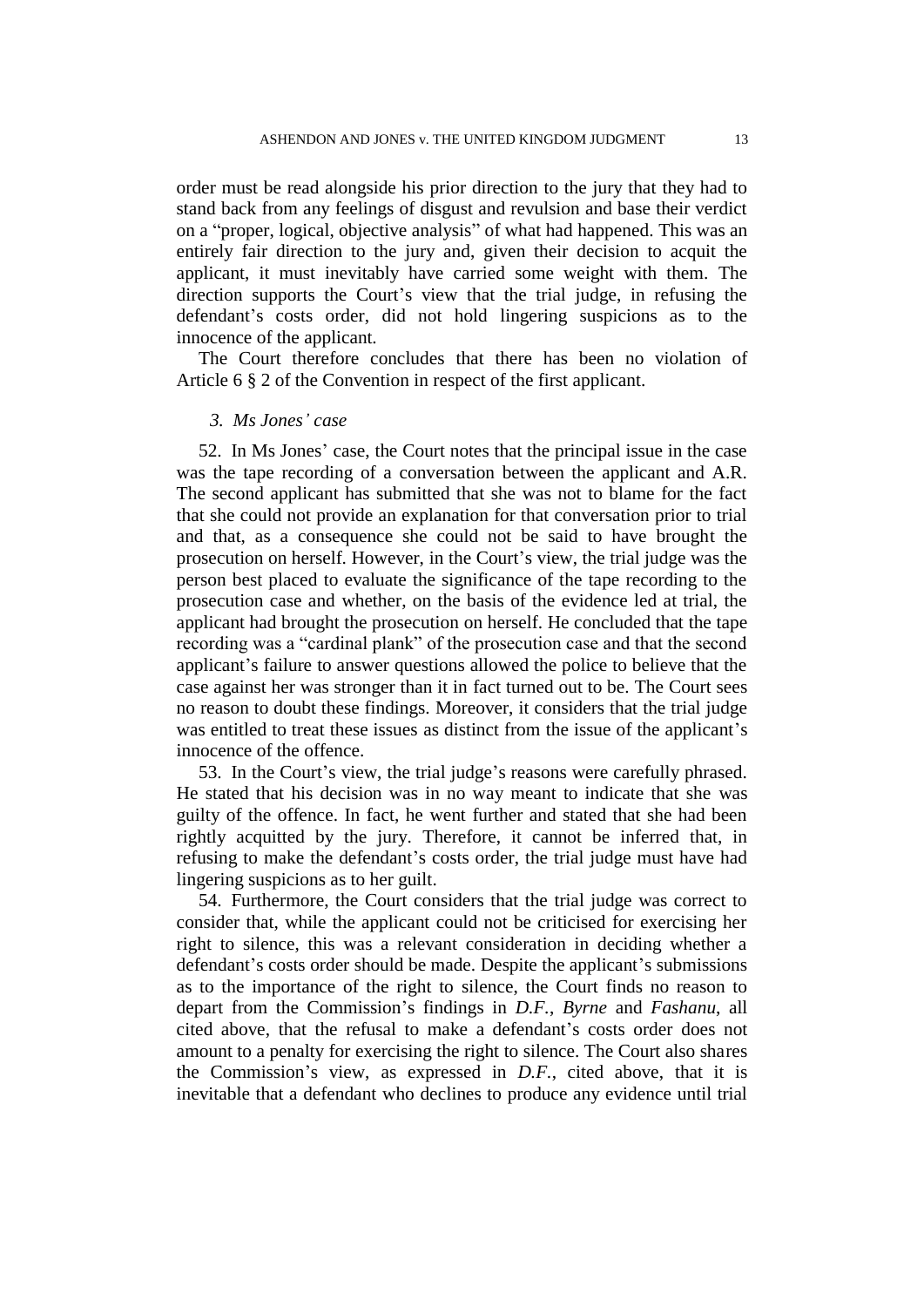order must be read alongside his prior direction to the jury that they had to stand back from any feelings of disgust and revulsion and base their verdict on a "proper, logical, objective analysis" of what had happened. This was an entirely fair direction to the jury and, given their decision to acquit the applicant, it must inevitably have carried some weight with them. The direction supports the Court's view that the trial judge, in refusing the defendant's costs order, did not hold lingering suspicions as to the innocence of the applicant.

The Court therefore concludes that there has been no violation of Article 6 § 2 of the Convention in respect of the first applicant.

### *3. Ms Jones' case*

52. In Ms Jones' case, the Court notes that the principal issue in the case was the tape recording of a conversation between the applicant and A.R. The second applicant has submitted that she was not to blame for the fact that she could not provide an explanation for that conversation prior to trial and that, as a consequence she could not be said to have brought the prosecution on herself. However, in the Court's view, the trial judge was the person best placed to evaluate the significance of the tape recording to the prosecution case and whether, on the basis of the evidence led at trial, the applicant had brought the prosecution on herself. He concluded that the tape recording was a "cardinal plank" of the prosecution case and that the second applicant's failure to answer questions allowed the police to believe that the case against her was stronger than it in fact turned out to be. The Court sees no reason to doubt these findings. Moreover, it considers that the trial judge was entitled to treat these issues as distinct from the issue of the applicant's innocence of the offence.

53. In the Court's view, the trial judge's reasons were carefully phrased. He stated that his decision was in no way meant to indicate that she was guilty of the offence. In fact, he went further and stated that she had been rightly acquitted by the jury. Therefore, it cannot be inferred that, in refusing to make the defendant's costs order, the trial judge must have had lingering suspicions as to her guilt.

54. Furthermore, the Court considers that the trial judge was correct to consider that, while the applicant could not be criticised for exercising her right to silence, this was a relevant consideration in deciding whether a defendant's costs order should be made. Despite the applicant's submissions as to the importance of the right to silence, the Court finds no reason to depart from the Commission's findings in *D.F.*, *Byrne* and *Fashanu*, all cited above, that the refusal to make a defendant's costs order does not amount to a penalty for exercising the right to silence. The Court also shares the Commission's view, as expressed in *D.F.*, cited above, that it is inevitable that a defendant who declines to produce any evidence until trial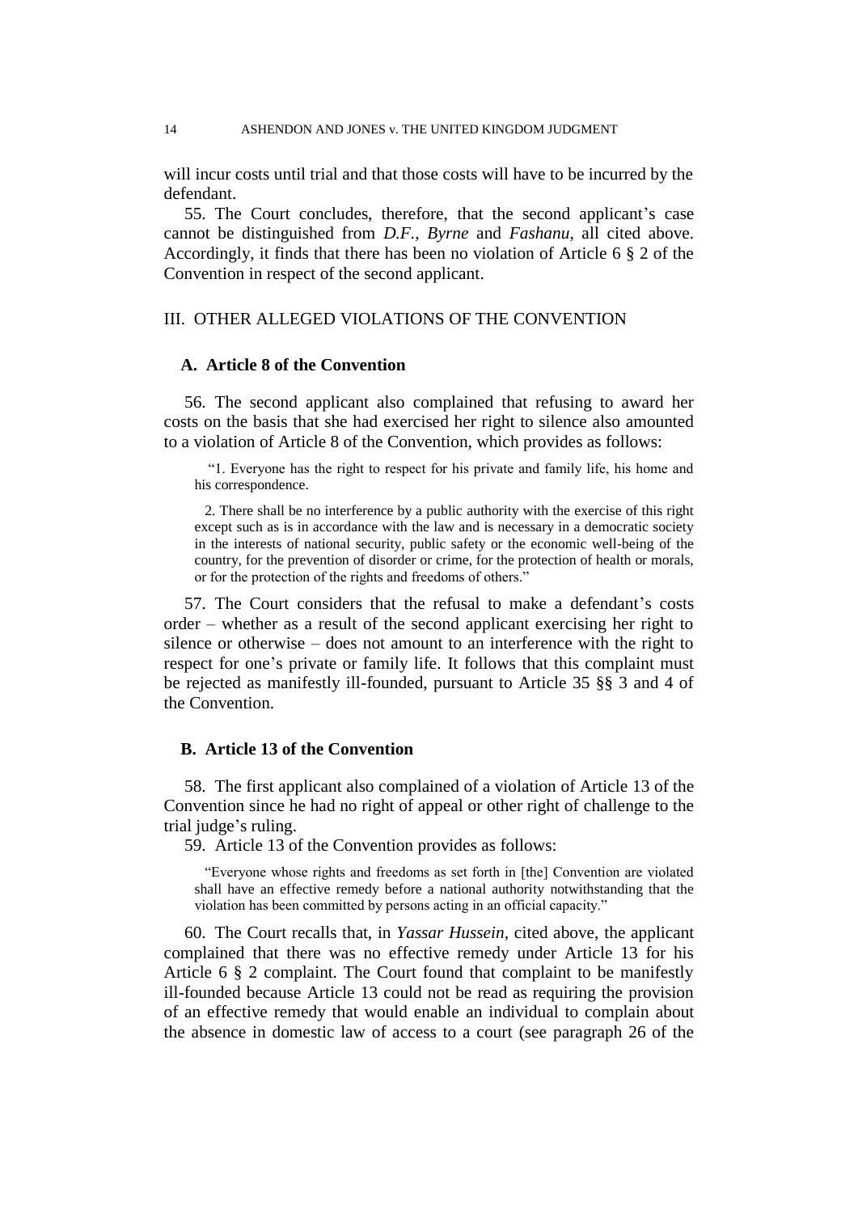will incur costs until trial and that those costs will have to be incurred by the defendant.

55. The Court concludes, therefore, that the second applicant's case cannot be distinguished from *D.F.*, *Byrne* and *Fashanu*, all cited above. Accordingly, it finds that there has been no violation of Article 6 § 2 of the Convention in respect of the second applicant.

## III. OTHER ALLEGED VIOLATIONS OF THE CONVENTION

### A. Article 8 of the Convention

56. The second applicant also complained that refusing to award her costs on the basis that she had exercised her right to silence also amounted to a violation of Article 8 of the Convention, which provides as follows:

> "1. Everyone has the right to respect for his private and family life, his home and his correspondence.
>
> 2. There shall be no interference by a public authority with the exercise of this right except such as is in accordance with the law and is necessary in a democratic society in the interests of national security, public safety or the economic well-being of the country, for the prevention of disorder or crime, for the protection of health or morals, or for the protection of the rights and freedoms of others."

57. The Court considers that the refusal to make a defendant's costs order – whether as a result of the second applicant exercising her right to silence or otherwise – does not amount to an interference with the right to respect for one's private or family life. It follows that this complaint must be rejected as manifestly ill-founded, pursuant to Article 35 §§ 3 and 4 of the Convention.

### B. Article 13 of the Convention

58. The first applicant also complained of a violation of Article 13 of the Convention since he had no right of appeal or other right of challenge to the trial judge's ruling.

59. Article 13 of the Convention provides as follows:

> "Everyone whose rights and freedoms as set forth in [the] Convention are violated shall have an effective remedy before a national authority notwithstanding that the violation has been committed by persons acting in an official capacity."

60. The Court recalls that, in *Yassar Hussein*, cited above, the applicant complained that there was no effective remedy under Article 13 for his Article 6 § 2 complaint. The Court found that complaint to be manifestly ill-founded because Article 13 could not be read as requiring the provision of an effective remedy that would enable an individual to complain about the absence in domestic law of access to a court (see paragraph 26 of the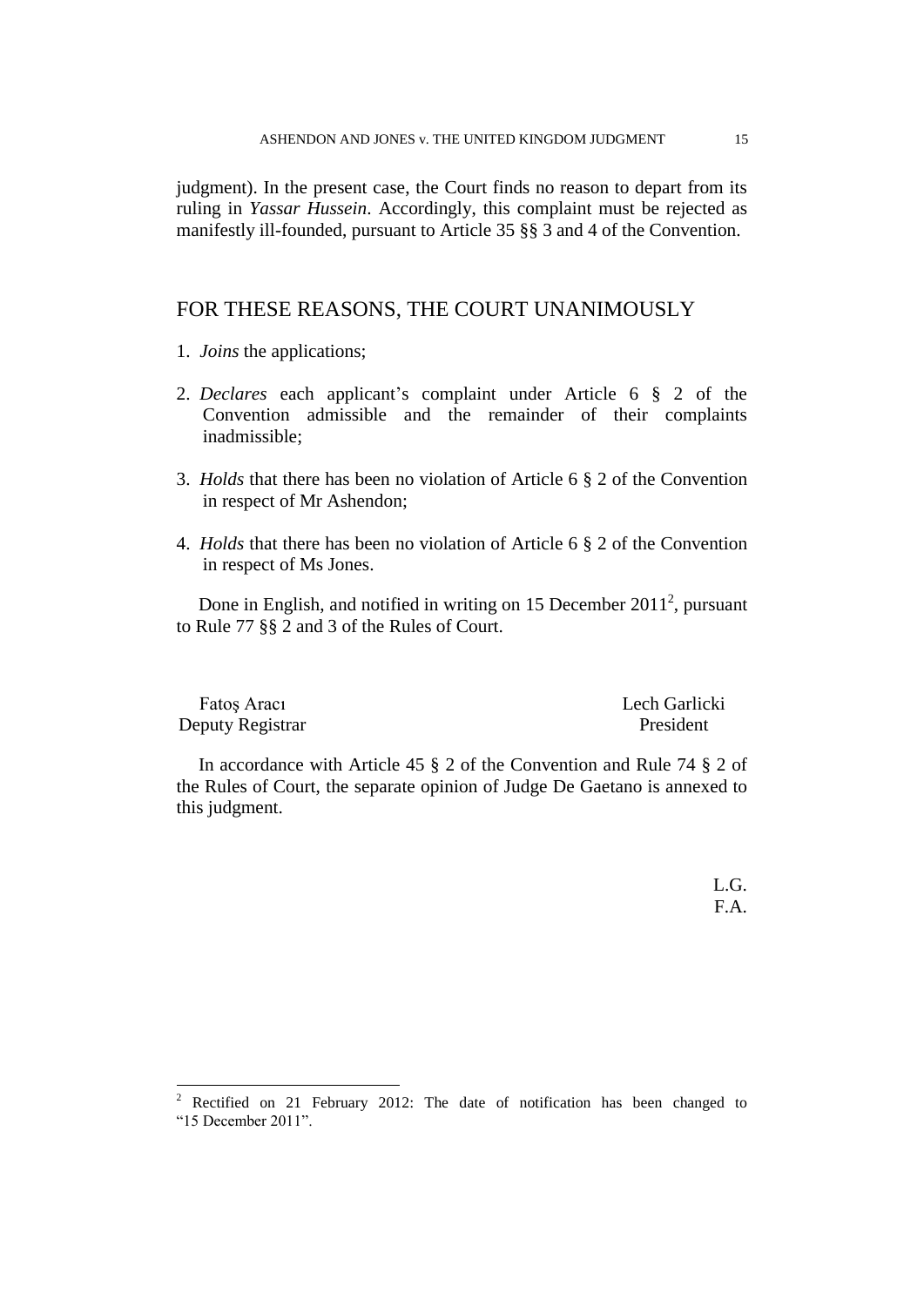judgment). In the present case, the Court finds no reason to depart from its ruling in *Yassar Hussein*. Accordingly, this complaint must be rejected as manifestly ill-founded, pursuant to Article 35 §§ 3 and 4 of the Convention.

## FOR THESE REASONS, THE COURT UNANIMOUSLY

1. *Joins* the applications;

2. *Declares* each applicant's complaint under Article 6 § 2 of the Convention admissible and the remainder of their complaints inadmissible;

3. *Holds* that there has been no violation of Article 6 § 2 of the Convention in respect of Mr Ashendon;

4. *Holds* that there has been no violation of Article 6 § 2 of the Convention in respect of Ms Jones.

Done in English, and notified in writing on 15 December 2011[2], pursuant to Rule 77 §§ 2 and 3 of the Rules of Court.

Fatoş Aracı
Deputy Registrar

Lech Garlicki
President

In accordance with Article 45 § 2 of the Convention and Rule 74 § 2 of the Rules of Court, the separate opinion of Judge De Gaetano is annexed to this judgment.

L.G.
F.A.

[2] Rectified on 21 February 2012: The date of notification has been changed to "15 December 2011".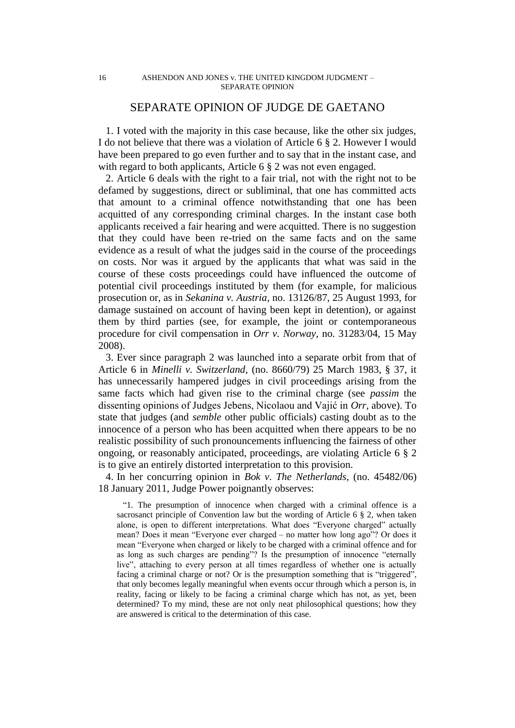## SEPARATE OPINION OF JUDGE DE GAETANO

1. I voted with the majority in this case because, like the other six judges, I do not believe that there was a violation of Article 6 § 2. However I would have been prepared to go even further and to say that in the instant case, and with regard to both applicants, Article 6 § 2 was not even engaged.

2. Article 6 deals with the right to a fair trial, not with the right not to be defamed by suggestions, direct or subliminal, that one has committed acts that amount to a criminal offence notwithstanding that one has been acquitted of any corresponding criminal charges. In the instant case both applicants received a fair hearing and were acquitted. There is no suggestion that they could have been re-tried on the same facts and on the same evidence as a result of what the judges said in the course of the proceedings on costs. Nor was it argued by the applicants that what was said in the course of these costs proceedings could have influenced the outcome of potential civil proceedings instituted by them (for example, for malicious prosecution or, as in *Sekanina v. Austria*, no. 13126/87, 25 August 1993, for damage sustained on account of having been kept in detention), or against them by third parties (see, for example, the joint or contemporaneous procedure for civil compensation in *Orr v. Norway*, no. 31283/04, 15 May 2008).

3. Ever since paragraph 2 was launched into a separate orbit from that of Article 6 in *Minelli v. Switzerland*, (no. 8660/79) 25 March 1983, § 37, it has unnecessarily hampered judges in civil proceedings arising from the same facts which had given rise to the criminal charge (see *passim* the dissenting opinions of Judges Jebens, Nicolaou and Vajić in *Orr*, above). To state that judges (and *semble* other public officials) casting doubt as to the innocence of a person who has been acquitted when there appears to be no realistic possibility of such pronouncements influencing the fairness of other ongoing, or reasonably anticipated, proceedings, are violating Article 6 § 2 is to give an entirely distorted interpretation to this provision.

4. In her concurring opinion in *Bok v. The Netherlands*, (no. 45482/06) 18 January 2011, Judge Power poignantly observes:

> "1. The presumption of innocence when charged with a criminal offence is a sacrosanct principle of Convention law but the wording of Article 6 § 2, when taken alone, is open to different interpretations. What does "Everyone charged" actually mean? Does it mean "Everyone ever charged – no matter how long ago"? Or does it mean "Everyone when charged or likely to be charged with a criminal offence and for as long as such charges are pending"? Is the presumption of innocence "eternally live", attaching to every person at all times regardless of whether one is actually facing a criminal charge or not? Or is the presumption something that is "triggered", that only becomes legally meaningful when events occur through which a person is, in reality, facing or likely to be facing a criminal charge which has not, as yet, been determined? To my mind, these are not only neat philosophical questions; how they are answered is critical to the determination of this case.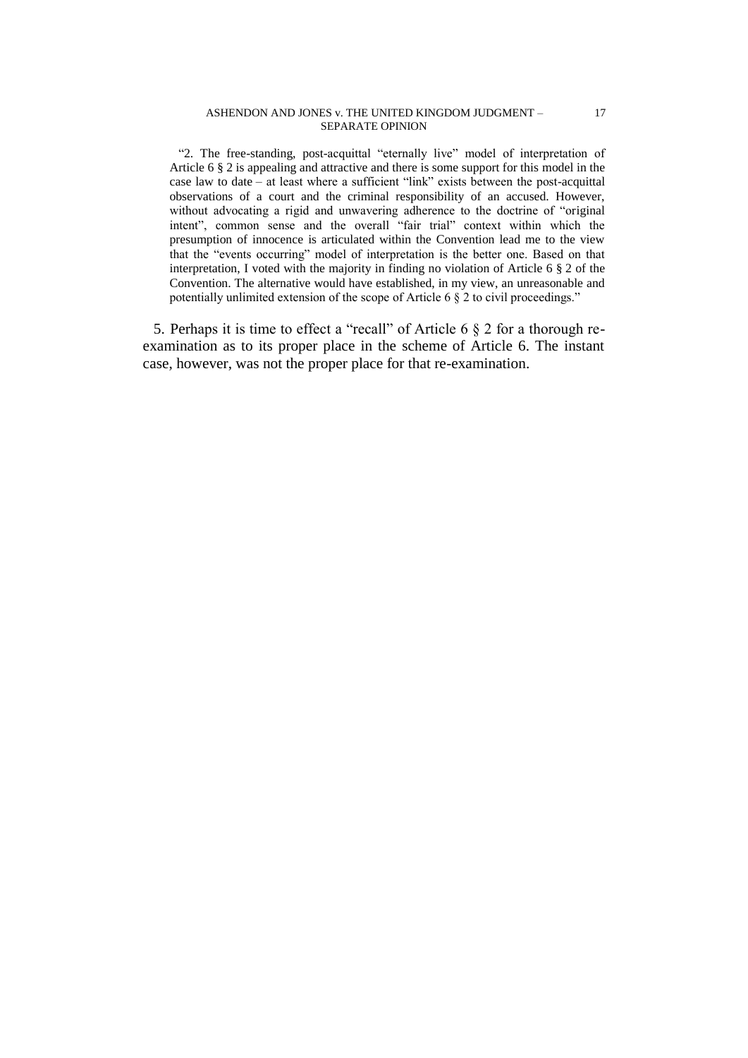> "2. The free-standing, post-acquittal "eternally live" model of interpretation of Article 6 § 2 is appealing and attractive and there is some support for this model in the case law to date – at least where a sufficient "link" exists between the post-acquittal observations of a court and the criminal responsibility of an accused. However, without advocating a rigid and unwavering adherence to the doctrine of "original intent", common sense and the overall "fair trial" context within which the presumption of innocence is articulated within the Convention lead me to the view that the "events occurring" model of interpretation is the better one. Based on that interpretation, I voted with the majority in finding no violation of Article 6 § 2 of the Convention. The alternative would have established, in my view, an unreasonable and potentially unlimited extension of the scope of Article 6 § 2 to civil proceedings."

5. Perhaps it is time to effect a "recall" of Article 6 § 2 for a thorough re-examination as to its proper place in the scheme of Article 6. The instant case, however, was not the proper place for that re-examination.